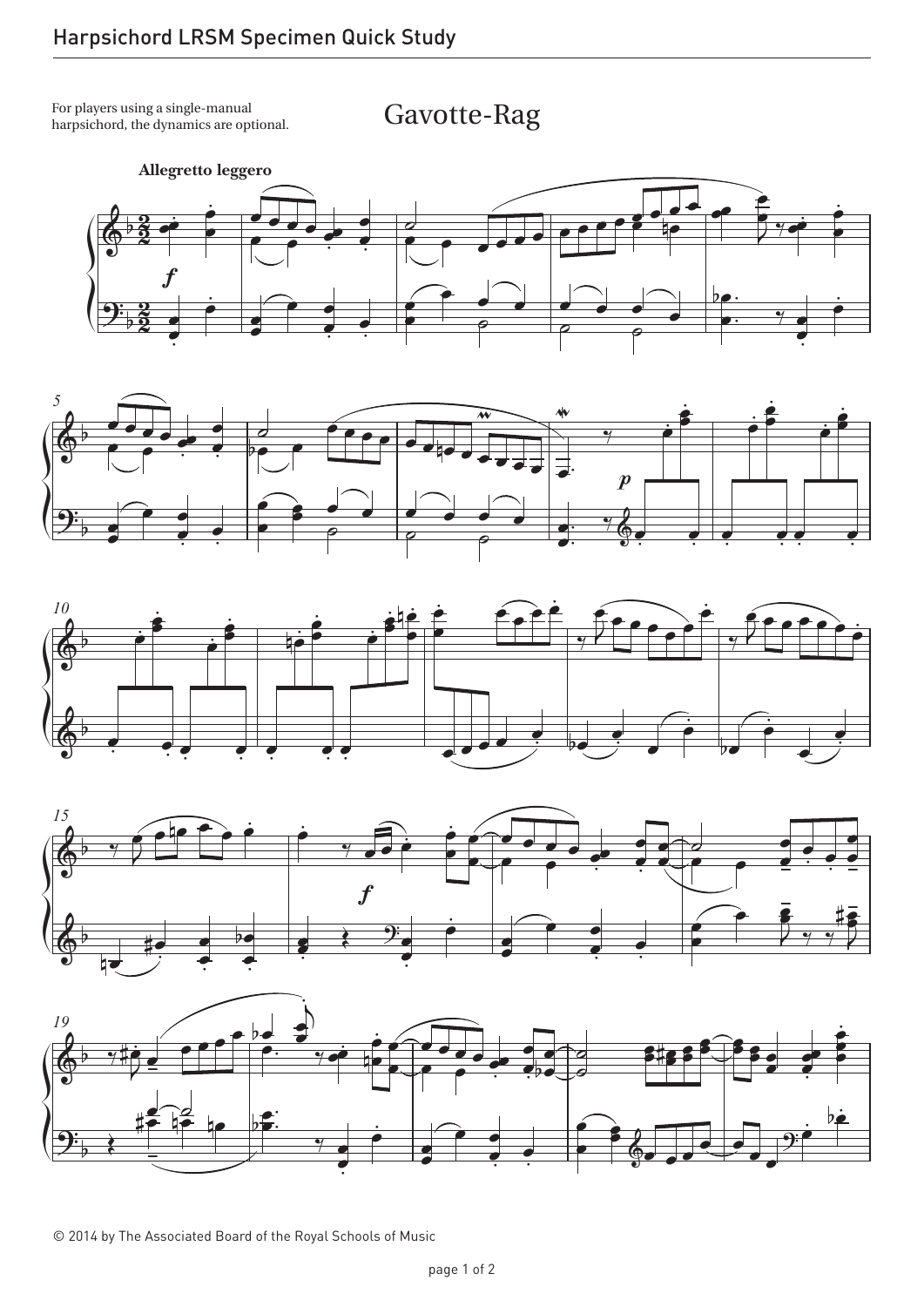## Harpsichord LRSM Specimen Quick Study

For players using a single-manual harpsichord, the dynamics are optional.

# Gavotte-Rag

**Allegretto leggero**

© 2014 by The Associated Board of the Royal Schools of Music